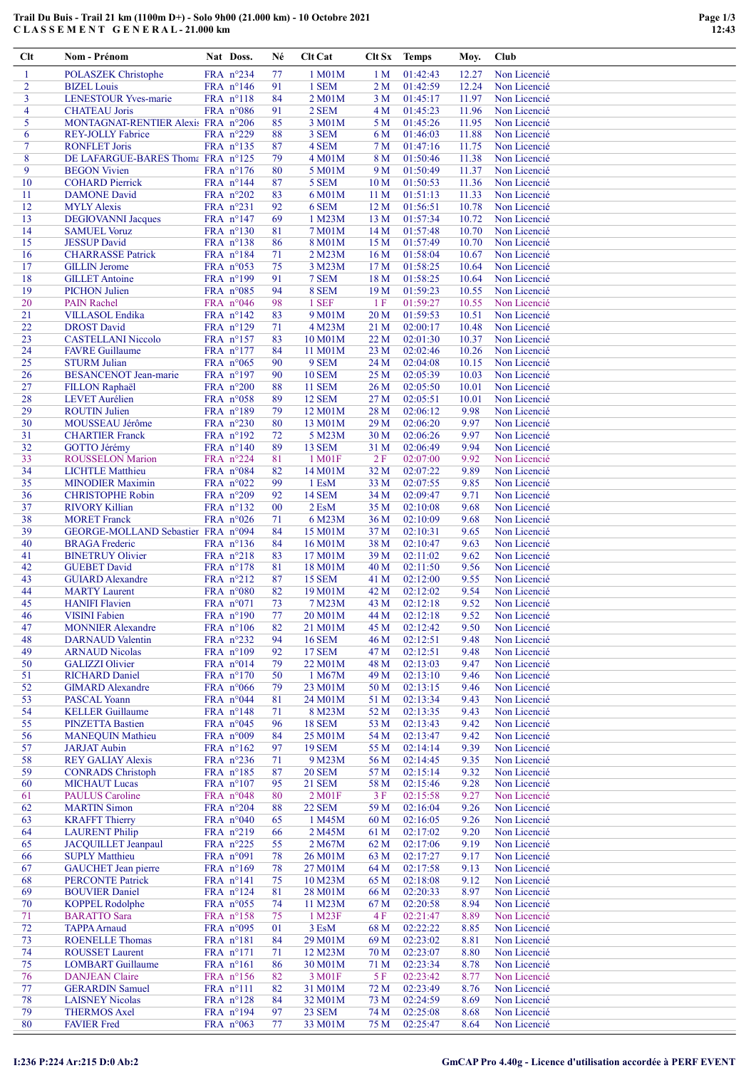# Trail Du Buis - Trail 21 km (1100m D+) - Solo 9h00 (21.000 km) - 10 Octobre 2021

## C L A S S E M E N T   G E N E R A L - 21.000 km

| Clt | Nom - Prénom | Nat | Doss. | Né | Clt Cat | Clt Sx | Temps | Moy. | Club |
|---|---|---|---|---|---|---|---|---|---|
| 1 | POLASZEK Christophe | FRA | n°234 | 77 | 1 M01M | 1 M | 01:42:43 | 12.27 | Non Licencié |
| 2 | BIZEL Louis | FRA | n°146 | 91 | 1 SEM | 2 M | 01:42:59 | 12.24 | Non Licencié |
| 3 | LENESTOUR Yves-marie | FRA | n°118 | 84 | 2 M01M | 3 M | 01:45:17 | 11.97 | Non Licencié |
| 4 | CHATEAU Joris | FRA | n°086 | 91 | 2 SEM | 4 M | 01:45:23 | 11.96 | Non Licencié |
| 5 | MONTAGNAT-RENTIER Alexis | FRA | n°206 | 85 | 3 M01M | 5 M | 01:45:26 | 11.95 | Non Licencié |
| 6 | REY-JOLLY Fabrice | FRA | n°229 | 88 | 3 SEM | 6 M | 01:46:03 | 11.88 | Non Licencié |
| 7 | RONFLET Joris | FRA | n°135 | 87 | 4 SEM | 7 M | 01:47:16 | 11.75 | Non Licencié |
| 8 | DE LAFARGUE-BARES Thoma | FRA | n°125 | 79 | 4 M01M | 8 M | 01:50:46 | 11.38 | Non Licencié |
| 9 | BEGON Vivien | FRA | n°176 | 80 | 5 M01M | 9 M | 01:50:49 | 11.37 | Non Licencié |
| 10 | COHARD Pierrick | FRA | n°144 | 87 | 5 SEM | 10 M | 01:50:53 | 11.36 | Non Licencié |
| 11 | DAMONE David | FRA | n°202 | 83 | 6 M01M | 11 M | 01:51:13 | 11.33 | Non Licencié |
| 12 | MYLY Alexis | FRA | n°231 | 92 | 6 SEM | 12 M | 01:56:51 | 10.78 | Non Licencié |
| 13 | DEGIOVANNI Jacques | FRA | n°147 | 69 | 1 M23M | 13 M | 01:57:34 | 10.72 | Non Licencié |
| 14 | SAMUEL Voruz | FRA | n°130 | 81 | 7 M01M | 14 M | 01:57:48 | 10.70 | Non Licencié |
| 15 | JESSUP David | FRA | n°138 | 86 | 8 M01M | 15 M | 01:57:49 | 10.70 | Non Licencié |
| 16 | CHARRASSE Patrick | FRA | n°184 | 71 | 2 M23M | 16 M | 01:58:04 | 10.67 | Non Licencié |
| 17 | GILLIN Jerome | FRA | n°053 | 75 | 3 M23M | 17 M | 01:58:25 | 10.64 | Non Licencié |
| 18 | GILLET Antoine | FRA | n°199 | 91 | 7 SEM | 18 M | 01:58:25 | 10.64 | Non Licencié |
| 19 | PICHON Julien | FRA | n°085 | 94 | 8 SEM | 19 M | 01:59:23 | 10.55 | Non Licencié |
| 20 | PAIN Rachel | FRA | n°046 | 98 | 1 SEF | 1 F | 01:59:27 | 10.55 | Non Licencié |
| 21 | VILLASOL Endika | FRA | n°142 | 83 | 9 M01M | 20 M | 01:59:53 | 10.51 | Non Licencié |
| 22 | DROST David | FRA | n°129 | 71 | 4 M23M | 21 M | 02:00:17 | 10.48 | Non Licencié |
| 23 | CASTELLANI Niccolo | FRA | n°157 | 83 | 10 M01M | 22 M | 02:01:30 | 10.37 | Non Licencié |
| 24 | FAVRE Guillaume | FRA | n°177 | 84 | 11 M01M | 23 M | 02:02:46 | 10.26 | Non Licencié |
| 25 | STURM Julian | FRA | n°065 | 90 | 9 SEM | 24 M | 02:04:08 | 10.15 | Non Licencié |
| 26 | BESANCENOT Jean-marie | FRA | n°197 | 90 | 10 SEM | 25 M | 02:05:39 | 10.03 | Non Licencié |
| 27 | FILLON Raphaël | FRA | n°200 | 88 | 11 SEM | 26 M | 02:05:50 | 10.01 | Non Licencié |
| 28 | LEVET Aurélien | FRA | n°058 | 89 | 12 SEM | 27 M | 02:05:51 | 10.01 | Non Licencié |
| 29 | ROUTIN Julien | FRA | n°189 | 79 | 12 M01M | 28 M | 02:06:12 | 9.98 | Non Licencié |
| 30 | MOUSSEAU Jérôme | FRA | n°230 | 80 | 13 M01M | 29 M | 02:06:20 | 9.97 | Non Licencié |
| 31 | CHARTIER Franck | FRA | n°192 | 72 | 5 M23M | 30 M | 02:06:26 | 9.97 | Non Licencié |
| 32 | GOTTO Jérémy | FRA | n°140 | 89 | 13 SEM | 31 M | 02:06:49 | 9.94 | Non Licencié |
| 33 | ROUSSELON Marion | FRA | n°224 | 81 | 1 M01F | 2 F | 02:07:00 | 9.92 | Non Licencié |
| 34 | LICHTLE Matthieu | FRA | n°084 | 82 | 14 M01M | 32 M | 02:07:22 | 9.89 | Non Licencié |
| 35 | MINODIER Maximin | FRA | n°022 | 99 | 1 EsM | 33 M | 02:07:55 | 9.85 | Non Licencié |
| 36 | CHRISTOPHE Robin | FRA | n°209 | 92 | 14 SEM | 34 M | 02:09:47 | 9.71 | Non Licencié |
| 37 | RIVORY Killian | FRA | n°132 | 00 | 2 EsM | 35 M | 02:10:08 | 9.68 | Non Licencié |
| 38 | MORET Franck | FRA | n°026 | 71 | 6 M23M | 36 M | 02:10:09 | 9.68 | Non Licencié |
| 39 | GEORGE-MOLLAND Sebastien | FRA | n°094 | 84 | 15 M01M | 37 M | 02:10:31 | 9.65 | Non Licencié |
| 40 | BRAGA Frederic | FRA | n°136 | 84 | 16 M01M | 38 M | 02:10:47 | 9.63 | Non Licencié |
| 41 | BINETRUY Olivier | FRA | n°218 | 83 | 17 M01M | 39 M | 02:11:02 | 9.62 | Non Licencié |
| 42 | GUEBET David | FRA | n°178 | 81 | 18 M01M | 40 M | 02:11:50 | 9.56 | Non Licencié |
| 43 | GUIARD Alexandre | FRA | n°212 | 87 | 15 SEM | 41 M | 02:12:00 | 9.55 | Non Licencié |
| 44 | MARTY Laurent | FRA | n°080 | 82 | 19 M01M | 42 M | 02:12:02 | 9.54 | Non Licencié |
| 45 | HANIFI Flavien | FRA | n°071 | 73 | 7 M23M | 43 M | 02:12:18 | 9.52 | Non Licencié |
| 46 | VISINI Fabien | FRA | n°190 | 77 | 20 M01M | 44 M | 02:12:18 | 9.52 | Non Licencié |
| 47 | MONNIER Alexandre | FRA | n°106 | 82 | 21 M01M | 45 M | 02:12:42 | 9.50 | Non Licencié |
| 48 | DARNAUD Valentin | FRA | n°232 | 94 | 16 SEM | 46 M | 02:12:51 | 9.48 | Non Licencié |
| 49 | ARNAUD Nicolas | FRA | n°109 | 92 | 17 SEM | 47 M | 02:12:51 | 9.48 | Non Licencié |
| 50 | GALIZZI Olivier | FRA | n°014 | 79 | 22 M01M | 48 M | 02:13:03 | 9.47 | Non Licencié |
| 51 | RICHARD Daniel | FRA | n°170 | 50 | 1 M67M | 49 M | 02:13:10 | 9.46 | Non Licencié |
| 52 | GIMARD Alexandre | FRA | n°066 | 79 | 23 M01M | 50 M | 02:13:15 | 9.46 | Non Licencié |
| 53 | PASCAL Yoann | FRA | n°044 | 81 | 24 M01M | 51 M | 02:13:34 | 9.43 | Non Licencié |
| 54 | KELLER Guillaume | FRA | n°148 | 71 | 8 M23M | 52 M | 02:13:35 | 9.43 | Non Licencié |
| 55 | PINZETTA Bastien | FRA | n°045 | 96 | 18 SEM | 53 M | 02:13:43 | 9.42 | Non Licencié |
| 56 | MANEQUIN Mathieu | FRA | n°009 | 84 | 25 M01M | 54 M | 02:13:47 | 9.42 | Non Licencié |
| 57 | JARJAT Aubin | FRA | n°162 | 97 | 19 SEM | 55 M | 02:14:14 | 9.39 | Non Licencié |
| 58 | REY GALIAY Alexis | FRA | n°236 | 71 | 9 M23M | 56 M | 02:14:45 | 9.35 | Non Licencié |
| 59 | CONRADS Christoph | FRA | n°185 | 87 | 20 SEM | 57 M | 02:15:14 | 9.32 | Non Licencié |
| 60 | MICHAUT Lucas | FRA | n°107 | 95 | 21 SEM | 58 M | 02:15:46 | 9.28 | Non Licencié |
| 61 | PAULUS Caroline | FRA | n°048 | 80 | 2 M01F | 3 F | 02:15:58 | 9.27 | Non Licencié |
| 62 | MARTIN Simon | FRA | n°204 | 88 | 22 SEM | 59 M | 02:16:04 | 9.26 | Non Licencié |
| 63 | KRAFFT Thierry | FRA | n°040 | 65 | 1 M45M | 60 M | 02:16:05 | 9.26 | Non Licencié |
| 64 | LAURENT Philip | FRA | n°219 | 66 | 2 M45M | 61 M | 02:17:02 | 9.20 | Non Licencié |
| 65 | JACQUILLET Jeanpaul | FRA | n°225 | 55 | 2 M67M | 62 M | 02:17:06 | 9.19 | Non Licencié |
| 66 | SUPLY Matthieu | FRA | n°091 | 78 | 26 M01M | 63 M | 02:17:27 | 9.17 | Non Licencié |
| 67 | GAUCHET Jean pierre | FRA | n°169 | 78 | 27 M01M | 64 M | 02:17:58 | 9.13 | Non Licencié |
| 68 | PERCONTE Patrick | FRA | n°141 | 75 | 10 M23M | 65 M | 02:18:08 | 9.12 | Non Licencié |
| 69 | BOUVIER Daniel | FRA | n°124 | 81 | 28 M01M | 66 M | 02:20:33 | 8.97 | Non Licencié |
| 70 | KOPPEL Rodolphe | FRA | n°055 | 74 | 11 M23M | 67 M | 02:20:58 | 8.94 | Non Licencié |
| 71 | BARATTO Sara | FRA | n°158 | 75 | 1 M23F | 4 F | 02:21:47 | 8.89 | Non Licencié |
| 72 | TAPPA Arnaud | FRA | n°095 | 01 | 3 EsM | 68 M | 02:22:22 | 8.85 | Non Licencié |
| 73 | ROENELLE Thomas | FRA | n°181 | 84 | 29 M01M | 69 M | 02:23:02 | 8.81 | Non Licencié |
| 74 | ROUSSET Laurent | FRA | n°171 | 71 | 12 M23M | 70 M | 02:23:07 | 8.80 | Non Licencié |
| 75 | LOMBART Guillaume | FRA | n°161 | 86 | 30 M01M | 71 M | 02:23:34 | 8.78 | Non Licencié |
| 76 | DANJEAN Claire | FRA | n°156 | 82 | 3 M01F | 5 F | 02:23:42 | 8.77 | Non Licencié |
| 77 | GERARDIN Samuel | FRA | n°111 | 82 | 31 M01M | 72 M | 02:23:49 | 8.76 | Non Licencié |
| 78 | LAISNEY Nicolas | FRA | n°128 | 84 | 32 M01M | 73 M | 02:24:59 | 8.69 | Non Licencié |
| 79 | THERMOS Axel | FRA | n°194 | 97 | 23 SEM | 74 M | 02:25:08 | 8.68 | Non Licencié |
| 80 | FAVIER Fred | FRA | n°063 | 77 | 33 M01M | 75 M | 02:25:47 | 8.64 | Non Licencié |

I:236 P:224 Ar:215 D:0 Ab:2

GmCAP Pro 4.40g - Licence d'utilisation accordée à PERF EVENT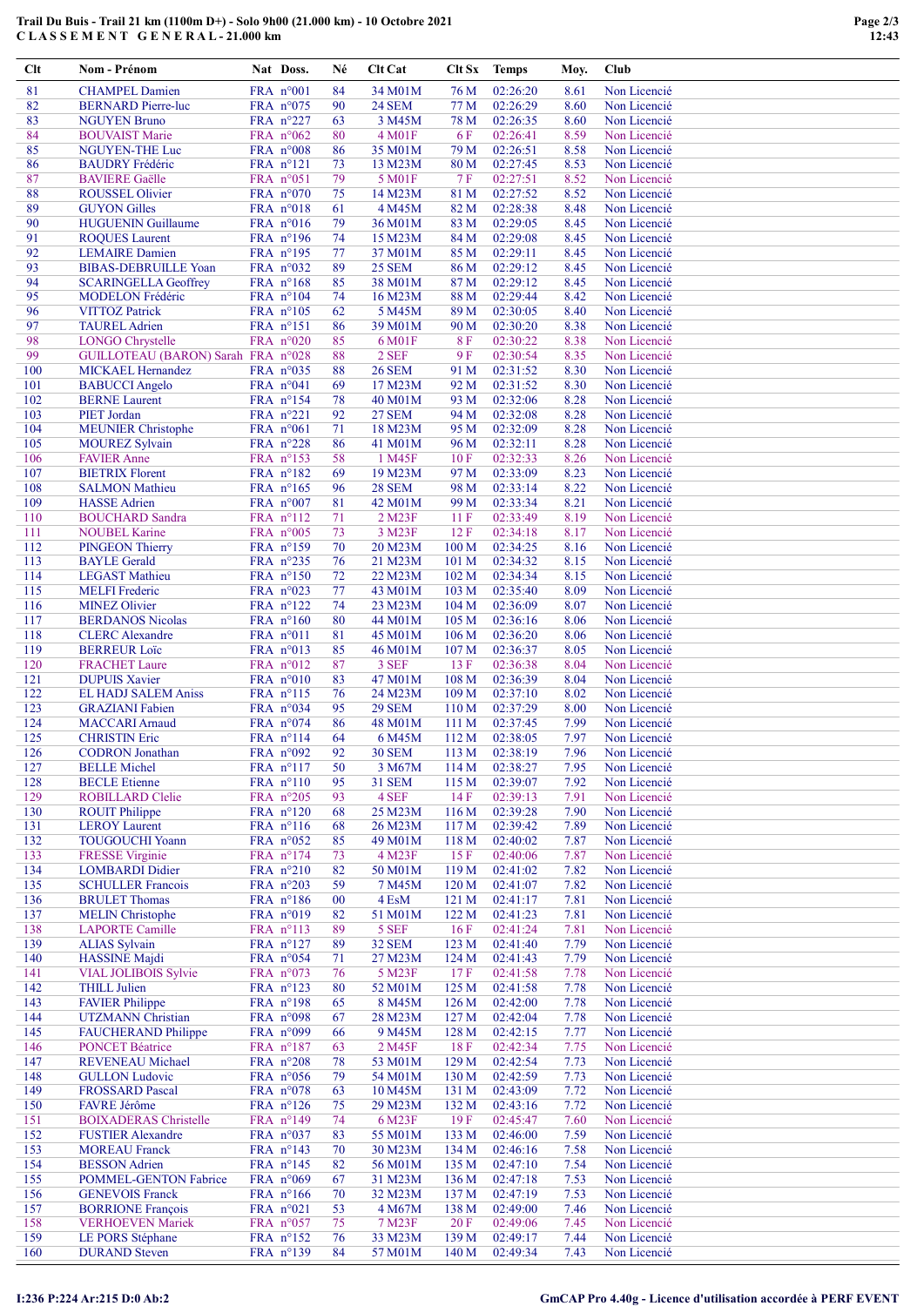# Trail Du Buis - Trail 21 km (1100m D+) - Solo 9h00 (21.000 km) - 10 Octobre 2021
## C L A S S E M E N T   G E N E R A L - 21.000 km

| Clt | Nom - Prénom | Nat | Doss. | Né | Clt Cat | Clt Sx | Temps | Moy. | Club |
|---|---|---|---|---|---|---|---|---|---|
| 81 | CHAMPEL Damien | FRA | n°001 | 84 | 34 M01M | 76 M | 02:26:20 | 8.61 | Non Licencié |
| 82 | BERNARD Pierre-luc | FRA | n°075 | 90 | 24 SEM | 77 M | 02:26:29 | 8.60 | Non Licencié |
| 83 | NGUYEN Bruno | FRA | n°227 | 63 | 3 M45M | 78 M | 02:26:35 | 8.60 | Non Licencié |
| 84 | BOUVAIST Marie | FRA | n°062 | 80 | 4 M01F | 6 F | 02:26:41 | 8.59 | Non Licencié |
| 85 | NGUYEN-THE Luc | FRA | n°008 | 86 | 35 M01M | 79 M | 02:26:51 | 8.58 | Non Licencié |
| 86 | BAUDRY Frédéric | FRA | n°121 | 73 | 13 M23M | 80 M | 02:27:45 | 8.53 | Non Licencié |
| 87 | BAVIERE Gaëlle | FRA | n°051 | 79 | 5 M01F | 7 F | 02:27:51 | 8.52 | Non Licencié |
| 88 | ROUSSEL Olivier | FRA | n°070 | 75 | 14 M23M | 81 M | 02:27:52 | 8.52 | Non Licencié |
| 89 | GUYON Gilles | FRA | n°018 | 61 | 4 M45M | 82 M | 02:28:38 | 8.48 | Non Licencié |
| 90 | HUGUENIN Guillaume | FRA | n°016 | 79 | 36 M01M | 83 M | 02:29:05 | 8.45 | Non Licencié |
| 91 | ROQUES Laurent | FRA | n°196 | 74 | 15 M23M | 84 M | 02:29:08 | 8.45 | Non Licencié |
| 92 | LEMAIRE Damien | FRA | n°195 | 77 | 37 M01M | 85 M | 02:29:11 | 8.45 | Non Licencié |
| 93 | BIBAS-DEBRUILLE Yoan | FRA | n°032 | 89 | 25 SEM | 86 M | 02:29:12 | 8.45 | Non Licencié |
| 94 | SCARINGELLA Geoffrey | FRA | n°168 | 85 | 38 M01M | 87 M | 02:29:12 | 8.45 | Non Licencié |
| 95 | MODELON Frédéric | FRA | n°104 | 74 | 16 M23M | 88 M | 02:29:44 | 8.42 | Non Licencié |
| 96 | VITTOZ Patrick | FRA | n°105 | 62 | 5 M45M | 89 M | 02:30:05 | 8.40 | Non Licencié |
| 97 | TAUREL Adrien | FRA | n°151 | 86 | 39 M01M | 90 M | 02:30:20 | 8.38 | Non Licencié |
| 98 | LONGO Chrystelle | FRA | n°020 | 85 | 6 M01F | 8 F | 02:30:22 | 8.38 | Non Licencié |
| 99 | GUILLOTEAU (BARON) Sarah | FRA | n°028 | 88 | 2 SEF | 9 F | 02:30:54 | 8.35 | Non Licencié |
| 100 | MICKAEL Hernandez | FRA | n°035 | 88 | 26 SEM | 91 M | 02:31:52 | 8.30 | Non Licencié |
| 101 | BABUCCI Angelo | FRA | n°041 | 69 | 17 M23M | 92 M | 02:31:52 | 8.30 | Non Licencié |
| 102 | BERNE Laurent | FRA | n°154 | 78 | 40 M01M | 93 M | 02:32:06 | 8.28 | Non Licencié |
| 103 | PIET Jordan | FRA | n°221 | 92 | 27 SEM | 94 M | 02:32:08 | 8.28 | Non Licencié |
| 104 | MEUNIER Christophe | FRA | n°061 | 71 | 18 M23M | 95 M | 02:32:09 | 8.28 | Non Licencié |
| 105 | MOUREZ Sylvain | FRA | n°228 | 86 | 41 M01M | 96 M | 02:32:11 | 8.28 | Non Licencié |
| 106 | FAVIER Anne | FRA | n°153 | 58 | 1 M45F | 10 F | 02:32:33 | 8.26 | Non Licencié |
| 107 | BIETRIX Florent | FRA | n°182 | 69 | 19 M23M | 97 M | 02:33:09 | 8.23 | Non Licencié |
| 108 | SALMON Mathieu | FRA | n°165 | 96 | 28 SEM | 98 M | 02:33:14 | 8.22 | Non Licencié |
| 109 | HASSE Adrien | FRA | n°007 | 81 | 42 M01M | 99 M | 02:33:34 | 8.21 | Non Licencié |
| 110 | BOUCHARD Sandra | FRA | n°112 | 71 | 2 M23F | 11 F | 02:33:49 | 8.19 | Non Licencié |
| 111 | NOUBEL Karine | FRA | n°005 | 73 | 3 M23F | 12 F | 02:34:18 | 8.17 | Non Licencié |
| 112 | PINGEON Thierry | FRA | n°159 | 70 | 20 M23M | 100 M | 02:34:25 | 8.16 | Non Licencié |
| 113 | BAYLE Gerald | FRA | n°235 | 76 | 21 M23M | 101 M | 02:34:32 | 8.15 | Non Licencié |
| 114 | LEGAST Mathieu | FRA | n°150 | 72 | 22 M23M | 102 M | 02:34:34 | 8.15 | Non Licencié |
| 115 | MELFI Frederic | FRA | n°023 | 77 | 43 M01M | 103 M | 02:35:40 | 8.09 | Non Licencié |
| 116 | MINEZ Olivier | FRA | n°122 | 74 | 23 M23M | 104 M | 02:36:09 | 8.07 | Non Licencié |
| 117 | BERDANOS Nicolas | FRA | n°160 | 80 | 44 M01M | 105 M | 02:36:16 | 8.06 | Non Licencié |
| 118 | CLERC Alexandre | FRA | n°011 | 81 | 45 M01M | 106 M | 02:36:20 | 8.06 | Non Licencié |
| 119 | BERREUR Loïc | FRA | n°013 | 85 | 46 M01M | 107 M | 02:36:37 | 8.05 | Non Licencié |
| 120 | FRACHET Laure | FRA | n°012 | 87 | 3 SEF | 13 F | 02:36:38 | 8.04 | Non Licencié |
| 121 | DUPUIS Xavier | FRA | n°010 | 83 | 47 M01M | 108 M | 02:36:39 | 8.04 | Non Licencié |
| 122 | EL HADJ SALEM Aniss | FRA | n°115 | 76 | 24 M23M | 109 M | 02:37:10 | 8.02 | Non Licencié |
| 123 | GRAZIANI Fabien | FRA | n°034 | 95 | 29 SEM | 110 M | 02:37:29 | 8.00 | Non Licencié |
| 124 | MACCARI Arnaud | FRA | n°074 | 86 | 48 M01M | 111 M | 02:37:45 | 7.99 | Non Licencié |
| 125 | CHRISTIN Eric | FRA | n°114 | 64 | 6 M45M | 112 M | 02:38:05 | 7.97 | Non Licencié |
| 126 | CODRON Jonathan | FRA | n°092 | 92 | 30 SEM | 113 M | 02:38:19 | 7.96 | Non Licencié |
| 127 | BELLE Michel | FRA | n°117 | 50 | 3 M67M | 114 M | 02:38:27 | 7.95 | Non Licencié |
| 128 | BECLE Etienne | FRA | n°110 | 95 | 31 SEM | 115 M | 02:39:07 | 7.92 | Non Licencié |
| 129 | ROBILLARD Clelie | FRA | n°205 | 93 | 4 SEF | 14 F | 02:39:13 | 7.91 | Non Licencié |
| 130 | ROUIT Philippe | FRA | n°120 | 68 | 25 M23M | 116 M | 02:39:28 | 7.90 | Non Licencié |
| 131 | LEROY Laurent | FRA | n°116 | 68 | 26 M23M | 117 M | 02:39:42 | 7.89 | Non Licencié |
| 132 | TOUGOUCHI Yoann | FRA | n°052 | 85 | 49 M01M | 118 M | 02:40:02 | 7.87 | Non Licencié |
| 133 | FRESSE Virginie | FRA | n°174 | 73 | 4 M23F | 15 F | 02:40:06 | 7.87 | Non Licencié |
| 134 | LOMBARDI Didier | FRA | n°210 | 82 | 50 M01M | 119 M | 02:41:02 | 7.82 | Non Licencié |
| 135 | SCHULLER Francois | FRA | n°203 | 59 | 7 M45M | 120 M | 02:41:07 | 7.82 | Non Licencié |
| 136 | BRULET Thomas | FRA | n°186 | 00 | 4 EsM | 121 M | 02:41:17 | 7.81 | Non Licencié |
| 137 | MELIN Christophe | FRA | n°019 | 82 | 51 M01M | 122 M | 02:41:23 | 7.81 | Non Licencié |
| 138 | LAPORTE Camille | FRA | n°113 | 89 | 5 SEF | 16 F | 02:41:24 | 7.81 | Non Licencié |
| 139 | ALIAS Sylvain | FRA | n°127 | 89 | 32 SEM | 123 M | 02:41:40 | 7.79 | Non Licencié |
| 140 | HASSINE Majdi | FRA | n°054 | 71 | 27 M23M | 124 M | 02:41:43 | 7.79 | Non Licencié |
| 141 | VIAL JOLIBOIS Sylvie | FRA | n°073 | 76 | 5 M23F | 17 F | 02:41:58 | 7.78 | Non Licencié |
| 142 | THILL Julien | FRA | n°123 | 80 | 52 M01M | 125 M | 02:41:58 | 7.78 | Non Licencié |
| 143 | FAVIER Philippe | FRA | n°198 | 65 | 8 M45M | 126 M | 02:42:00 | 7.78 | Non Licencié |
| 144 | UTZMANN Christian | FRA | n°098 | 67 | 28 M23M | 127 M | 02:42:04 | 7.78 | Non Licencié |
| 145 | FAUCHERAND Philippe | FRA | n°099 | 66 | 9 M45M | 128 M | 02:42:15 | 7.77 | Non Licencié |
| 146 | PONCET Béatrice | FRA | n°187 | 63 | 2 M45F | 18 F | 02:42:34 | 7.75 | Non Licencié |
| 147 | REVENEAU Michael | FRA | n°208 | 78 | 53 M01M | 129 M | 02:42:54 | 7.73 | Non Licencié |
| 148 | GULLON Ludovic | FRA | n°056 | 79 | 54 M01M | 130 M | 02:42:59 | 7.73 | Non Licencié |
| 149 | FROSSARD Pascal | FRA | n°078 | 63 | 10 M45M | 131 M | 02:43:09 | 7.72 | Non Licencié |
| 150 | FAVRE Jérôme | FRA | n°126 | 75 | 29 M23M | 132 M | 02:43:16 | 7.72 | Non Licencié |
| 151 | BOIXADERAS Christelle | FRA | n°149 | 74 | 6 M23F | 19 F | 02:45:47 | 7.60 | Non Licencié |
| 152 | FUSTIER Alexandre | FRA | n°037 | 83 | 55 M01M | 133 M | 02:46:00 | 7.59 | Non Licencié |
| 153 | MOREAU Franck | FRA | n°143 | 70 | 30 M23M | 134 M | 02:46:16 | 7.58 | Non Licencié |
| 154 | BESSON Adrien | FRA | n°145 | 82 | 56 M01M | 135 M | 02:47:10 | 7.54 | Non Licencié |
| 155 | POMMEL-GENTON Fabrice | FRA | n°069 | 67 | 31 M23M | 136 M | 02:47:18 | 7.53 | Non Licencié |
| 156 | GENEVOIS Franck | FRA | n°166 | 70 | 32 M23M | 137 M | 02:47:19 | 7.53 | Non Licencié |
| 157 | BORRIONE François | FRA | n°021 | 53 | 4 M67M | 138 M | 02:49:00 | 7.46 | Non Licencié |
| 158 | VERHOEVEN Mariek | FRA | n°057 | 75 | 7 M23F | 20 F | 02:49:06 | 7.45 | Non Licencié |
| 159 | LE PORS Stéphane | FRA | n°152 | 76 | 33 M23M | 139 M | 02:49:17 | 7.44 | Non Licencié |
| 160 | DURAND Steven | FRA | n°139 | 84 | 57 M01M | 140 M | 02:49:34 | 7.43 | Non Licencié |

I:236 P:224 Ar:215 D:0 Ab:2

GmCAP Pro 4.40g - Licence d'utilisation accordée à PERF EVENT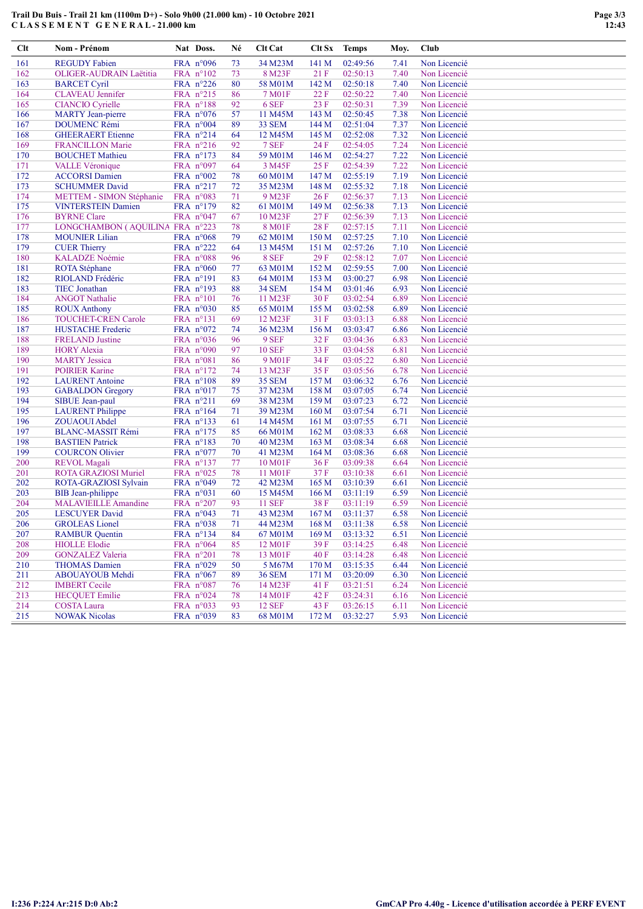# Trail Du Buis - Trail 21 km (1100m D+) - Solo 9h00 (21.000 km) - 10 Octobre 2021

## C L A S S E M E N T G E N E R A L - 21.000 km

| Clt | Nom - Prénom | Nat | Doss. | Né | Clt Cat | Clt Sx | Temps | Moy. | Club |
|---|---|---|---|---|---|---|---|---|---|
| 161 | REGUDY Fabien | FRA | n°096 | 73 | 34 M23M | 141 M | 02:49:56 | 7.41 | Non Licencié |
| 162 | OLIGER-AUDRAIN Laëtitia | FRA | n°102 | 73 | 8 M23F | 21 F | 02:50:13 | 7.40 | Non Licencié |
| 163 | BARCET Cyril | FRA | n°226 | 80 | 58 M01M | 142 M | 02:50:18 | 7.40 | Non Licencié |
| 164 | CLAVEAU Jennifer | FRA | n°215 | 86 | 7 M01F | 22 F | 02:50:22 | 7.40 | Non Licencié |
| 165 | CIANCIO Cyrielle | FRA | n°188 | 92 | 6 SEF | 23 F | 02:50:31 | 7.39 | Non Licencié |
| 166 | MARTY Jean-pierre | FRA | n°076 | 57 | 11 M45M | 143 M | 02:50:45 | 7.38 | Non Licencié |
| 167 | DOUMENC Rémi | FRA | n°004 | 89 | 33 SEM | 144 M | 02:51:04 | 7.37 | Non Licencié |
| 168 | GHEERAERT Etienne | FRA | n°214 | 64 | 12 M45M | 145 M | 02:52:08 | 7.32 | Non Licencié |
| 169 | FRANCILLON Marie | FRA | n°216 | 92 | 7 SEF | 24 F | 02:54:05 | 7.24 | Non Licencié |
| 170 | BOUCHET Mathieu | FRA | n°173 | 84 | 59 M01M | 146 M | 02:54:27 | 7.22 | Non Licencié |
| 171 | VALLE Véronique | FRA | n°097 | 64 | 3 M45F | 25 F | 02:54:39 | 7.22 | Non Licencié |
| 172 | ACCORSI Damien | FRA | n°002 | 78 | 60 M01M | 147 M | 02:55:19 | 7.19 | Non Licencié |
| 173 | SCHUMMER David | FRA | n°217 | 72 | 35 M23M | 148 M | 02:55:32 | 7.18 | Non Licencié |
| 174 | METTEM - SIMON Stéphanie | FRA | n°083 | 71 | 9 M23F | 26 F | 02:56:37 | 7.13 | Non Licencié |
| 175 | VINTERSTEIN Damien | FRA | n°179 | 82 | 61 M01M | 149 M | 02:56:38 | 7.13 | Non Licencié |
| 176 | BYRNE Clare | FRA | n°047 | 67 | 10 M23F | 27 F | 02:56:39 | 7.13 | Non Licencié |
| 177 | LONGCHAMBON ( AQUILINA | FRA | n°223 | 78 | 8 M01F | 28 F | 02:57:15 | 7.11 | Non Licencié |
| 178 | MOUNIER Lilian | FRA | n°068 | 79 | 62 M01M | 150 M | 02:57:25 | 7.10 | Non Licencié |
| 179 | CUER Thierry | FRA | n°222 | 64 | 13 M45M | 151 M | 02:57:26 | 7.10 | Non Licencié |
| 180 | KALADZE Noémie | FRA | n°088 | 96 | 8 SEF | 29 F | 02:58:12 | 7.07 | Non Licencié |
| 181 | ROTA Stéphane | FRA | n°060 | 77 | 63 M01M | 152 M | 02:59:55 | 7.00 | Non Licencié |
| 182 | RIOLAND Frédéric | FRA | n°191 | 83 | 64 M01M | 153 M | 03:00:27 | 6.98 | Non Licencié |
| 183 | TIEC Jonathan | FRA | n°193 | 88 | 34 SEM | 154 M | 03:01:46 | 6.93 | Non Licencié |
| 184 | ANGOT Nathalie | FRA | n°101 | 76 | 11 M23F | 30 F | 03:02:54 | 6.89 | Non Licencié |
| 185 | ROUX Anthony | FRA | n°030 | 85 | 65 M01M | 155 M | 03:02:58 | 6.89 | Non Licencié |
| 186 | TOUCHET-CREN Carole | FRA | n°131 | 69 | 12 M23F | 31 F | 03:03:13 | 6.88 | Non Licencié |
| 187 | HUSTACHE Frederic | FRA | n°072 | 74 | 36 M23M | 156 M | 03:03:47 | 6.86 | Non Licencié |
| 188 | FRELAND Justine | FRA | n°036 | 96 | 9 SEF | 32 F | 03:04:36 | 6.83 | Non Licencié |
| 189 | HORY Alexia | FRA | n°090 | 97 | 10 SEF | 33 F | 03:04:58 | 6.81 | Non Licencié |
| 190 | MARTY Jessica | FRA | n°081 | 86 | 9 M01F | 34 F | 03:05:22 | 6.80 | Non Licencié |
| 191 | POIRIER Karine | FRA | n°172 | 74 | 13 M23F | 35 F | 03:05:56 | 6.78 | Non Licencié |
| 192 | LAURENT Antoine | FRA | n°108 | 89 | 35 SEM | 157 M | 03:06:32 | 6.76 | Non Licencié |
| 193 | GABALDON Gregory | FRA | n°017 | 75 | 37 M23M | 158 M | 03:07:05 | 6.74 | Non Licencié |
| 194 | SIBUE Jean-paul | FRA | n°211 | 69 | 38 M23M | 159 M | 03:07:23 | 6.72 | Non Licencié |
| 195 | LAURENT Philippe | FRA | n°164 | 71 | 39 M23M | 160 M | 03:07:54 | 6.71 | Non Licencié |
| 196 | ZOUAOUI Abdel | FRA | n°133 | 61 | 14 M45M | 161 M | 03:07:55 | 6.71 | Non Licencié |
| 197 | BLANC-MASSIT Rémi | FRA | n°175 | 85 | 66 M01M | 162 M | 03:08:33 | 6.68 | Non Licencié |
| 198 | BASTIEN Patrick | FRA | n°183 | 70 | 40 M23M | 163 M | 03:08:34 | 6.68 | Non Licencié |
| 199 | COURCON Olivier | FRA | n°077 | 70 | 41 M23M | 164 M | 03:08:36 | 6.68 | Non Licencié |
| 200 | REVOL Magali | FRA | n°137 | 77 | 10 M01F | 36 F | 03:09:38 | 6.64 | Non Licencié |
| 201 | ROTA GRAZIOSI Muriel | FRA | n°025 | 78 | 11 M01F | 37 F | 03:10:38 | 6.61 | Non Licencié |
| 202 | ROTA-GRAZIOSI Sylvain | FRA | n°049 | 72 | 42 M23M | 165 M | 03:10:39 | 6.61 | Non Licencié |
| 203 | BIB Jean-philippe | FRA | n°031 | 60 | 15 M45M | 166 M | 03:11:19 | 6.59 | Non Licencié |
| 204 | MALAVIEILLE Amandine | FRA | n°207 | 93 | 11 SEF | 38 F | 03:11:19 | 6.59 | Non Licencié |
| 205 | LESCUYER David | FRA | n°043 | 71 | 43 M23M | 167 M | 03:11:37 | 6.58 | Non Licencié |
| 206 | GROLEAS Lionel | FRA | n°038 | 71 | 44 M23M | 168 M | 03:11:38 | 6.58 | Non Licencié |
| 207 | RAMBUR Quentin | FRA | n°134 | 84 | 67 M01M | 169 M | 03:13:32 | 6.51 | Non Licencié |
| 208 | HIOLLE Elodie | FRA | n°064 | 85 | 12 M01F | 39 F | 03:14:25 | 6.48 | Non Licencié |
| 209 | GONZALEZ Valeria | FRA | n°201 | 78 | 13 M01F | 40 F | 03:14:28 | 6.48 | Non Licencié |
| 210 | THOMAS Damien | FRA | n°029 | 50 | 5 M67M | 170 M | 03:15:35 | 6.44 | Non Licencié |
| 211 | ABOUAYOUB Mehdi | FRA | n°067 | 89 | 36 SEM | 171 M | 03:20:09 | 6.30 | Non Licencié |
| 212 | IMBERT Cecile | FRA | n°087 | 76 | 14 M23F | 41 F | 03:21:51 | 6.24 | Non Licencié |
| 213 | HECQUET Emilie | FRA | n°024 | 78 | 14 M01F | 42 F | 03:24:31 | 6.16 | Non Licencié |
| 214 | COSTA Laura | FRA | n°033 | 93 | 12 SEF | 43 F | 03:26:15 | 6.11 | Non Licencié |
| 215 | NOWAK Nicolas | FRA | n°039 | 83 | 68 M01M | 172 M | 03:32:27 | 5.93 | Non Licencié |

I:236 P:224 Ar:215 D:0 Ab:2

GmCAP Pro 4.40g - Licence d'utilisation accordée à PERF EVENT